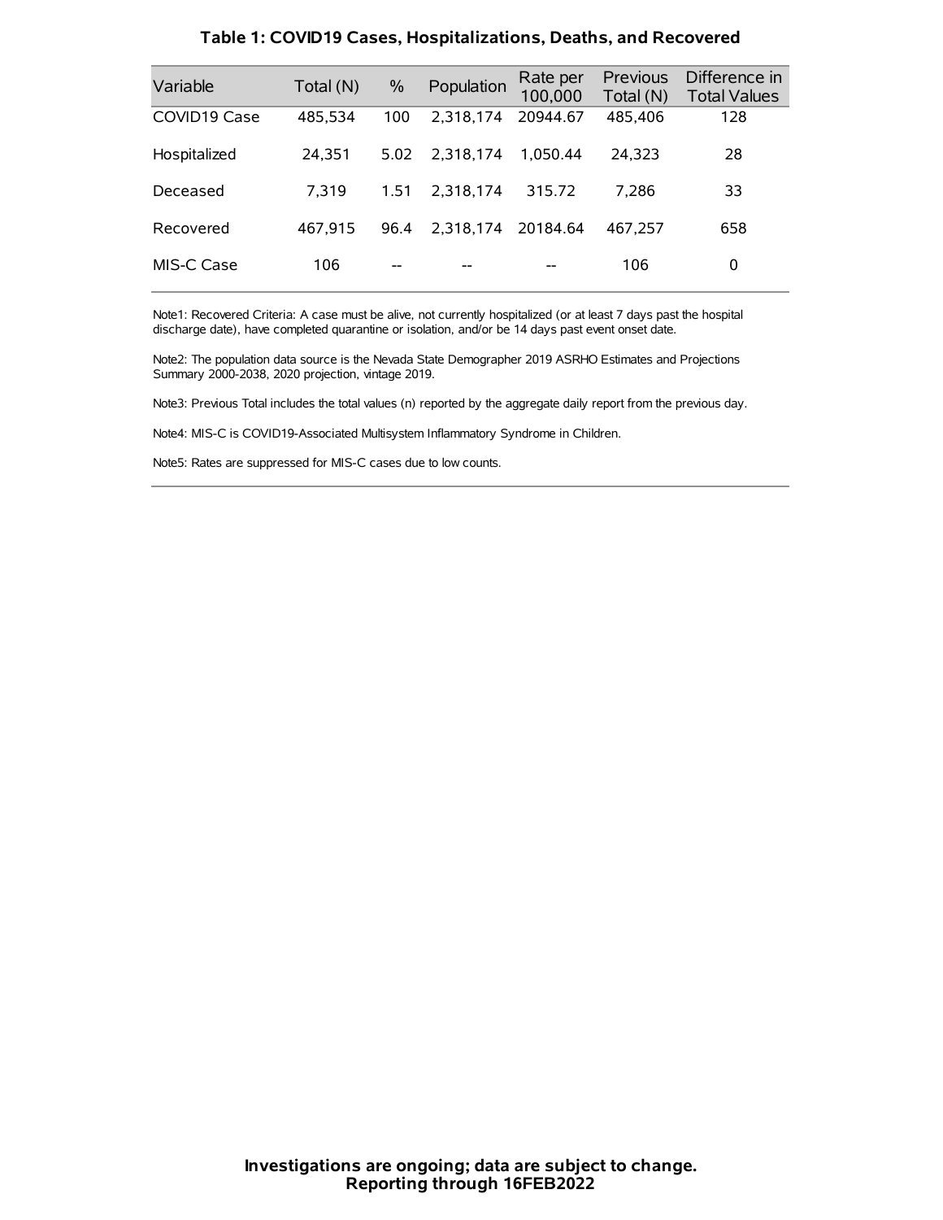### Table 1: COVID19 Cases, Hospitalizations, Deaths, and Recovered

| Variable | Total (N) | % | Population | Rate per 100,000 | Previous Total (N) | Difference in Total Values |
|---|---|---|---|---|---|---|
| COVID19 Case | 485,534 | 100 | 2,318,174 | 20944.67 | 485,406 | 128 |
| Hospitalized | 24,351 | 5.02 | 2,318,174 | 1,050.44 | 24,323 | 28 |
| Deceased | 7,319 | 1.51 | 2,318,174 | 315.72 | 7,286 | 33 |
| Recovered | 467,915 | 96.4 | 2,318,174 | 20184.64 | 467,257 | 658 |
| MIS-C Case | 106 | -- | -- | -- | 106 | 0 |

Note1: Recovered Criteria: A case must be alive, not currently hospitalized (or at least 7 days past the hospital discharge date), have completed quarantine or isolation, and/or be 14 days past event onset date.

Note2: The population data source is the Nevada State Demographer 2019 ASRHO Estimates and Projections Summary 2000-2038, 2020 projection, vintage 2019.

Note3: Previous Total includes the total values (n) reported by the aggregate daily report from the previous day.

Note4: MIS-C is COVID19-Associated Multisystem Inflammatory Syndrome in Children.

Note5: Rates are suppressed for MIS-C cases due to low counts.

**Investigations are ongoing; data are subject to change.**
**Reporting through 16FEB2022**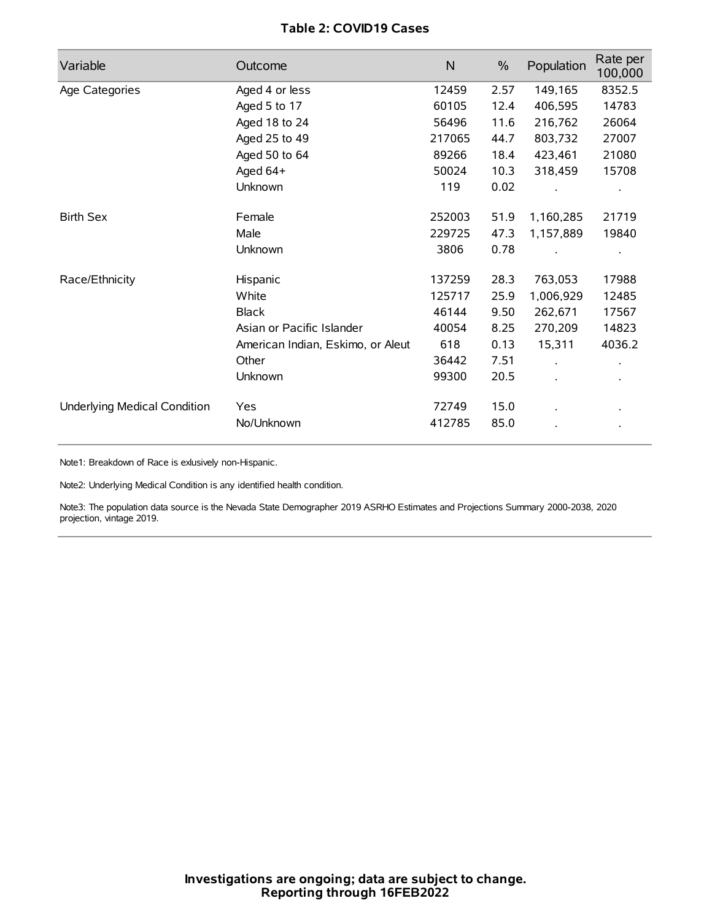**Table 2: COVID19 Cases**

| Variable | Outcome | N | % | Population | Rate per 100,000 |
|---|---|---|---|---|---|
| Age Categories | Aged 4 or less | 12459 | 2.57 | 149,165 | 8352.5 |
| | Aged 5 to 17 | 60105 | 12.4 | 406,595 | 14783 |
| | Aged 18 to 24 | 56496 | 11.6 | 216,762 | 26064 |
| | Aged 25 to 49 | 217065 | 44.7 | 803,732 | 27007 |
| | Aged 50 to 64 | 89266 | 18.4 | 423,461 | 21080 |
| | Aged 64+ | 50024 | 10.3 | 318,459 | 15708 |
| | Unknown | 119 | 0.02 | . | . |
| Birth Sex | Female | 252003 | 51.9 | 1,160,285 | 21719 |
| | Male | 229725 | 47.3 | 1,157,889 | 19840 |
| | Unknown | 3806 | 0.78 | . | . |
| Race/Ethnicity | Hispanic | 137259 | 28.3 | 763,053 | 17988 |
| | White | 125717 | 25.9 | 1,006,929 | 12485 |
| | Black | 46144 | 9.50 | 262,671 | 17567 |
| | Asian or Pacific Islander | 40054 | 8.25 | 270,209 | 14823 |
| | American Indian, Eskimo, or Aleut | 618 | 0.13 | 15,311 | 4036.2 |
| | Other | 36442 | 7.51 | . | . |
| | Unknown | 99300 | 20.5 | . | . |
| Underlying Medical Condition | Yes | 72749 | 15.0 | . | . |
| | No/Unknown | 412785 | 85.0 | . | . |

Note1: Breakdown of Race is exlusively non-Hispanic.

Note2: Underlying Medical Condition is any identified health condition.

Note3: The population data source is the Nevada State Demographer 2019 ASRHO Estimates and Projections Summary 2000-2038, 2020 projection, vintage 2019.

**Investigations are ongoing; data are subject to change.**
**Reporting through 16FEB2022**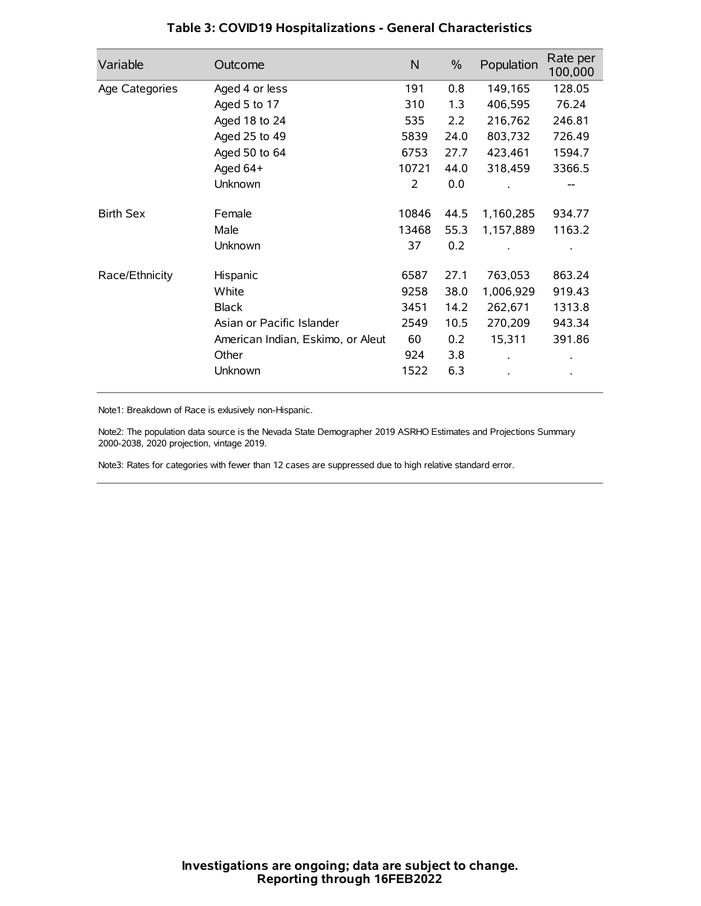## Table 3: COVID19 Hospitalizations - General Characteristics

| Variable | Outcome | N | % | Population | Rate per 100,000 |
|---|---|---|---|---|---|
| Age Categories | Aged 4 or less | 191 | 0.8 | 149,165 | 128.05 |
| | Aged 5 to 17 | 310 | 1.3 | 406,595 | 76.24 |
| | Aged 18 to 24 | 535 | 2.2 | 216,762 | 246.81 |
| | Aged 25 to 49 | 5839 | 24.0 | 803,732 | 726.49 |
| | Aged 50 to 64 | 6753 | 27.7 | 423,461 | 1594.7 |
| | Aged 64+ | 10721 | 44.0 | 318,459 | 3366.5 |
| | Unknown | 2 | 0.0 | . | -- |
| Birth Sex | Female | 10846 | 44.5 | 1,160,285 | 934.77 |
| | Male | 13468 | 55.3 | 1,157,889 | 1163.2 |
| | Unknown | 37 | 0.2 | . | . |
| Race/Ethnicity | Hispanic | 6587 | 27.1 | 763,053 | 863.24 |
| | White | 9258 | 38.0 | 1,006,929 | 919.43 |
| | Black | 3451 | 14.2 | 262,671 | 1313.8 |
| | Asian or Pacific Islander | 2549 | 10.5 | 270,209 | 943.34 |
| | American Indian, Eskimo, or Aleut | 60 | 0.2 | 15,311 | 391.86 |
| | Other | 924 | 3.8 | . | . |
| | Unknown | 1522 | 6.3 | . | . |

Note1: Breakdown of Race is exlusively non-Hispanic.

Note2: The population data source is the Nevada State Demographer 2019 ASRHO Estimates and Projections Summary 2000-2038, 2020 projection, vintage 2019.

Note3: Rates for categories with fewer than 12 cases are suppressed due to high relative standard error.

**Investigations are ongoing; data are subject to change.**
**Reporting through 16FEB2022**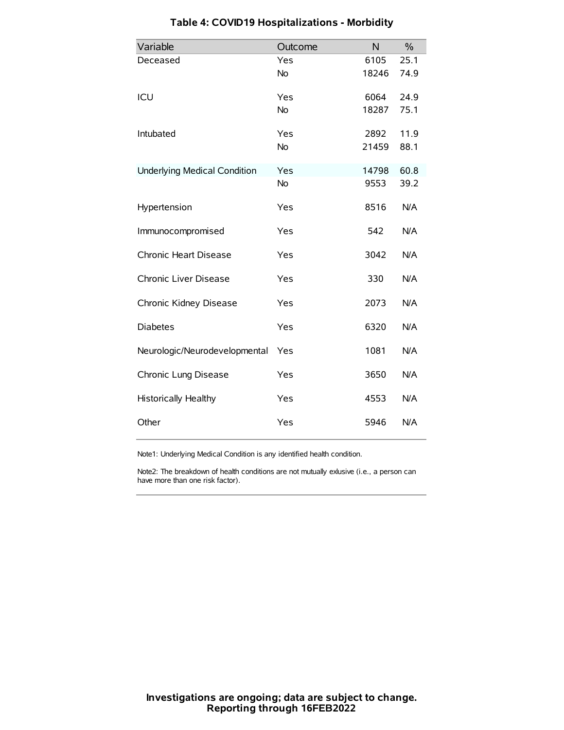# Table 4: COVID19 Hospitalizations - Morbidity

| Variable | Outcome | N | % |
|---|---|---|---|
| Deceased | Yes | 6105 | 25.1 |
| | No | 18246 | 74.9 |
| ICU | Yes | 6064 | 24.9 |
| | No | 18287 | 75.1 |
| Intubated | Yes | 2892 | 11.9 |
| | No | 21459 | 88.1 |
| Underlying Medical Condition | Yes | 14798 | 60.8 |
| | No | 9553 | 39.2 |
| Hypertension | Yes | 8516 | N/A |
| Immunocompromised | Yes | 542 | N/A |
| Chronic Heart Disease | Yes | 3042 | N/A |
| Chronic Liver Disease | Yes | 330 | N/A |
| Chronic Kidney Disease | Yes | 2073 | N/A |
| Diabetes | Yes | 6320 | N/A |
| Neurologic/Neurodevelopmental | Yes | 1081 | N/A |
| Chronic Lung Disease | Yes | 3650 | N/A |
| Historically Healthy | Yes | 4553 | N/A |
| Other | Yes | 5946 | N/A |

Note1: Underlying Medical Condition is any identified health condition.

Note2: The breakdown of health conditions are not mutually exlusive (i.e., a person can have more than one risk factor).

**Investigations are ongoing; data are subject to change.**
**Reporting through 16FEB2022**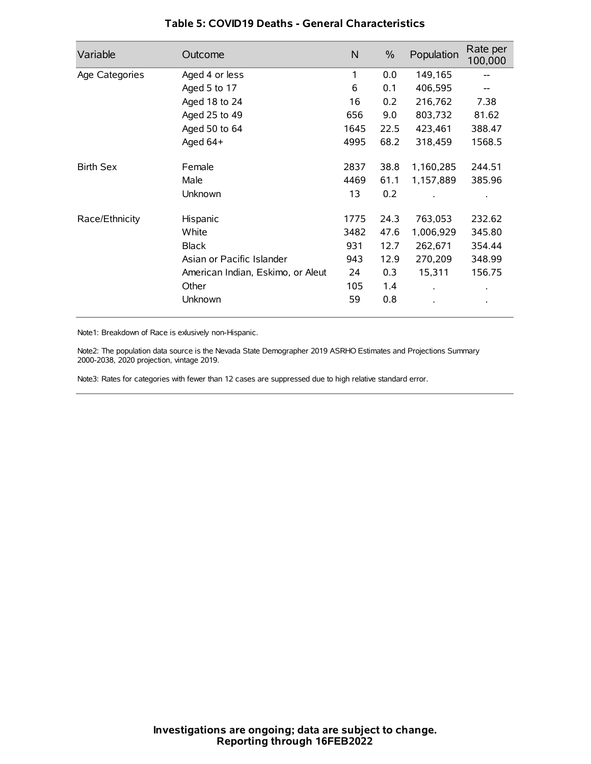### Table 5: COVID19 Deaths - General Characteristics

| Variable | Outcome | N | % | Population | Rate per 100,000 |
|---|---|---|---|---|---|
| Age Categories | Aged 4 or less | 1 | 0.0 | 149,165 | -- |
| | Aged 5 to 17 | 6 | 0.1 | 406,595 | -- |
| | Aged 18 to 24 | 16 | 0.2 | 216,762 | 7.38 |
| | Aged 25 to 49 | 656 | 9.0 | 803,732 | 81.62 |
| | Aged 50 to 64 | 1645 | 22.5 | 423,461 | 388.47 |
| | Aged 64+ | 4995 | 68.2 | 318,459 | 1568.5 |
| Birth Sex | Female | 2837 | 38.8 | 1,160,285 | 244.51 |
| | Male | 4469 | 61.1 | 1,157,889 | 385.96 |
| | Unknown | 13 | 0.2 | . | . |
| Race/Ethnicity | Hispanic | 1775 | 24.3 | 763,053 | 232.62 |
| | White | 3482 | 47.6 | 1,006,929 | 345.80 |
| | Black | 931 | 12.7 | 262,671 | 354.44 |
| | Asian or Pacific Islander | 943 | 12.9 | 270,209 | 348.99 |
| | American Indian, Eskimo, or Aleut | 24 | 0.3 | 15,311 | 156.75 |
| | Other | 105 | 1.4 | . | . |
| | Unknown | 59 | 0.8 | . | . |

Note1: Breakdown of Race is exlusively non-Hispanic.

Note2: The population data source is the Nevada State Demographer 2019 ASRHO Estimates and Projections Summary 2000-2038, 2020 projection, vintage 2019.

Note3: Rates for categories with fewer than 12 cases are suppressed due to high relative standard error.

**Investigations are ongoing; data are subject to change.**
**Reporting through 16FEB2022**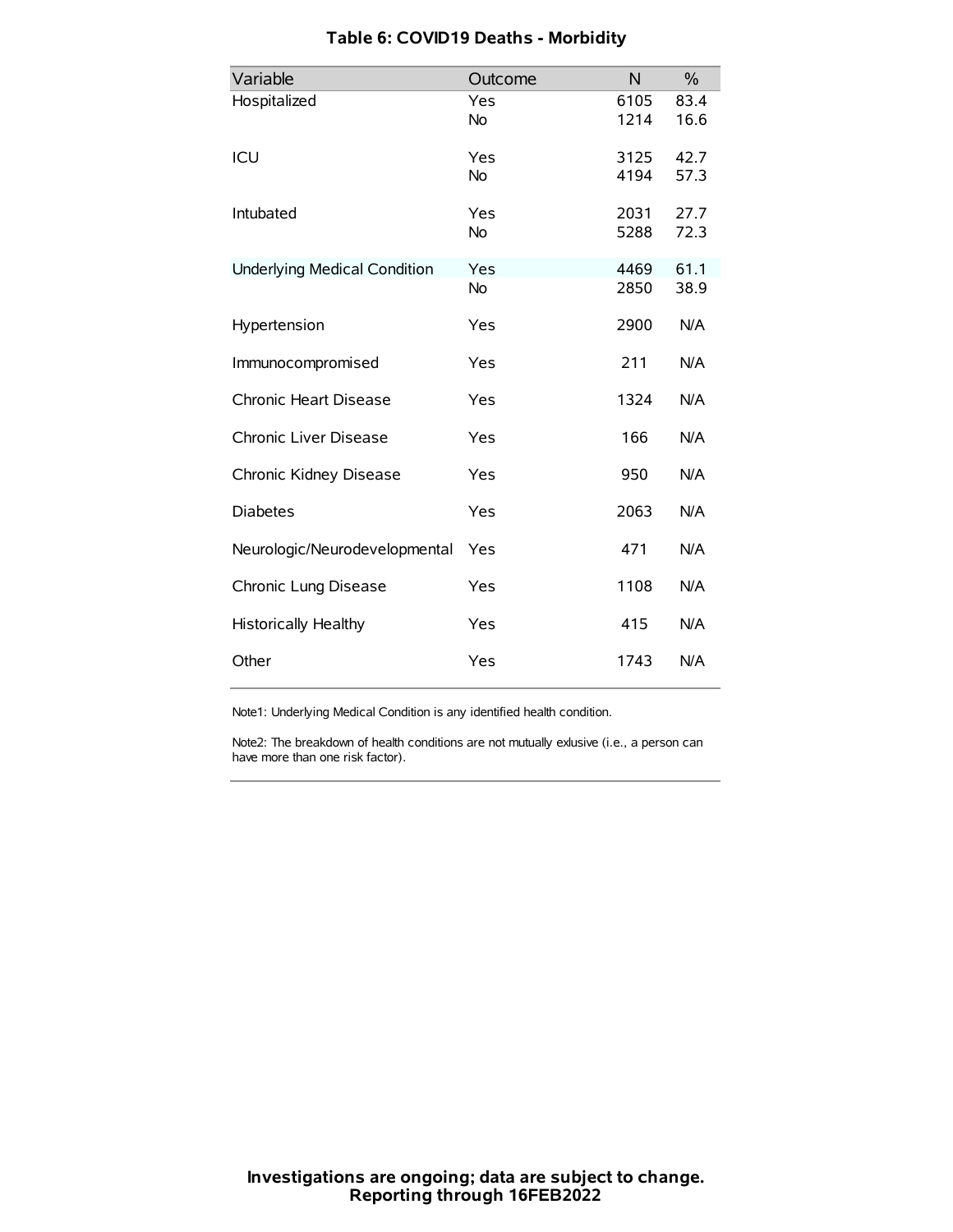# Table 6: COVID19 Deaths - Morbidity

| Variable | Outcome | N | % |
|---|---|---|---|
| Hospitalized | Yes | 6105 | 83.4 |
| | No | 1214 | 16.6 |
| ICU | Yes | 3125 | 42.7 |
| | No | 4194 | 57.3 |
| Intubated | Yes | 2031 | 27.7 |
| | No | 5288 | 72.3 |
| Underlying Medical Condition | Yes | 4469 | 61.1 |
| | No | 2850 | 38.9 |
| Hypertension | Yes | 2900 | N/A |
| Immunocompromised | Yes | 211 | N/A |
| Chronic Heart Disease | Yes | 1324 | N/A |
| Chronic Liver Disease | Yes | 166 | N/A |
| Chronic Kidney Disease | Yes | 950 | N/A |
| Diabetes | Yes | 2063 | N/A |
| Neurologic/Neurodevelopmental | Yes | 471 | N/A |
| Chronic Lung Disease | Yes | 1108 | N/A |
| Historically Healthy | Yes | 415 | N/A |
| Other | Yes | 1743 | N/A |

Note1: Underlying Medical Condition is any identified health condition.

Note2: The breakdown of health conditions are not mutually exlusive (i.e., a person can have more than one risk factor).

**Investigations are ongoing; data are subject to change.**
**Reporting through 16FEB2022**